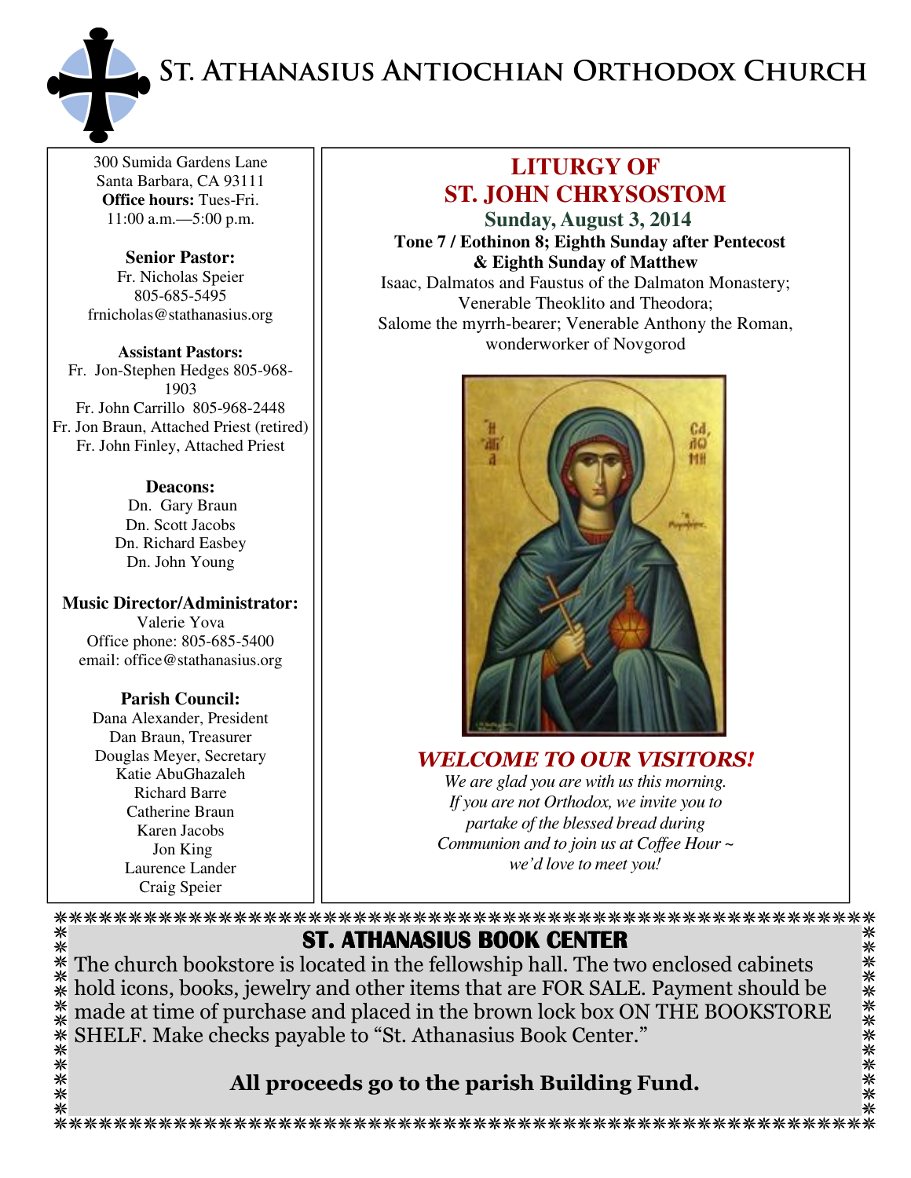# St. Athanasius Antiochian Orthodox Church

300 Sumida Gardens Lane
Santa Barbara, CA 93111
**Office hours:** Tues-Fri.
11:00 a.m.—5:00 p.m.

**Senior Pastor:**
Fr. Nicholas Speier
805-685-5495
frnicholas@stathanasius.org

**Assistant Pastors:**
Fr. Jon-Stephen Hedges 805-968-1903
Fr. John Carrillo 805-968-2448
Fr. Jon Braun, Attached Priest (retired)
Fr. John Finley, Attached Priest

**Deacons:**
Dn. Gary Braun
Dn. Scott Jacobs
Dn. Richard Easbey
Dn. John Young

**Music Director/Administrator:**
Valerie Yova
Office phone: 805-685-5400
email: office@stathanasius.org

**Parish Council:**
Dana Alexander, President
Dan Braun, Treasurer
Douglas Meyer, Secretary
Katie AbuGhazaleh
Richard Barre
Catherine Braun
Karen Jacobs
Jon King
Laurence Lander
Craig Speier

## LITURGY OF ST. JOHN CHRYSOSTOM

### Sunday, August 3, 2014

**Tone 7 / Eothinon 8; Eighth Sunday after Pentecost & Eighth Sunday of Matthew**

Isaac, Dalmatos and Faustus of the Dalmaton Monastery; Venerable Theoklito and Theodora; Salome the myrrh-bearer; Venerable Anthony the Roman, wonderworker of Novgorod

## *WELCOME TO OUR VISITORS!*

*We are glad you are with us this morning. If you are not Orthodox, we invite you to partake of the blessed bread during Communion and to join us at Coffee Hour ~ we'd love to meet you!*

## ST. ATHANASIUS BOOK CENTER

The church bookstore is located in the fellowship hall. The two enclosed cabinets hold icons, books, jewelry and other items that are FOR SALE. Payment should be made at time of purchase and placed in the brown lock box ON THE BOOKSTORE SHELF. Make checks payable to "St. Athanasius Book Center."

**All proceeds go to the parish Building Fund.**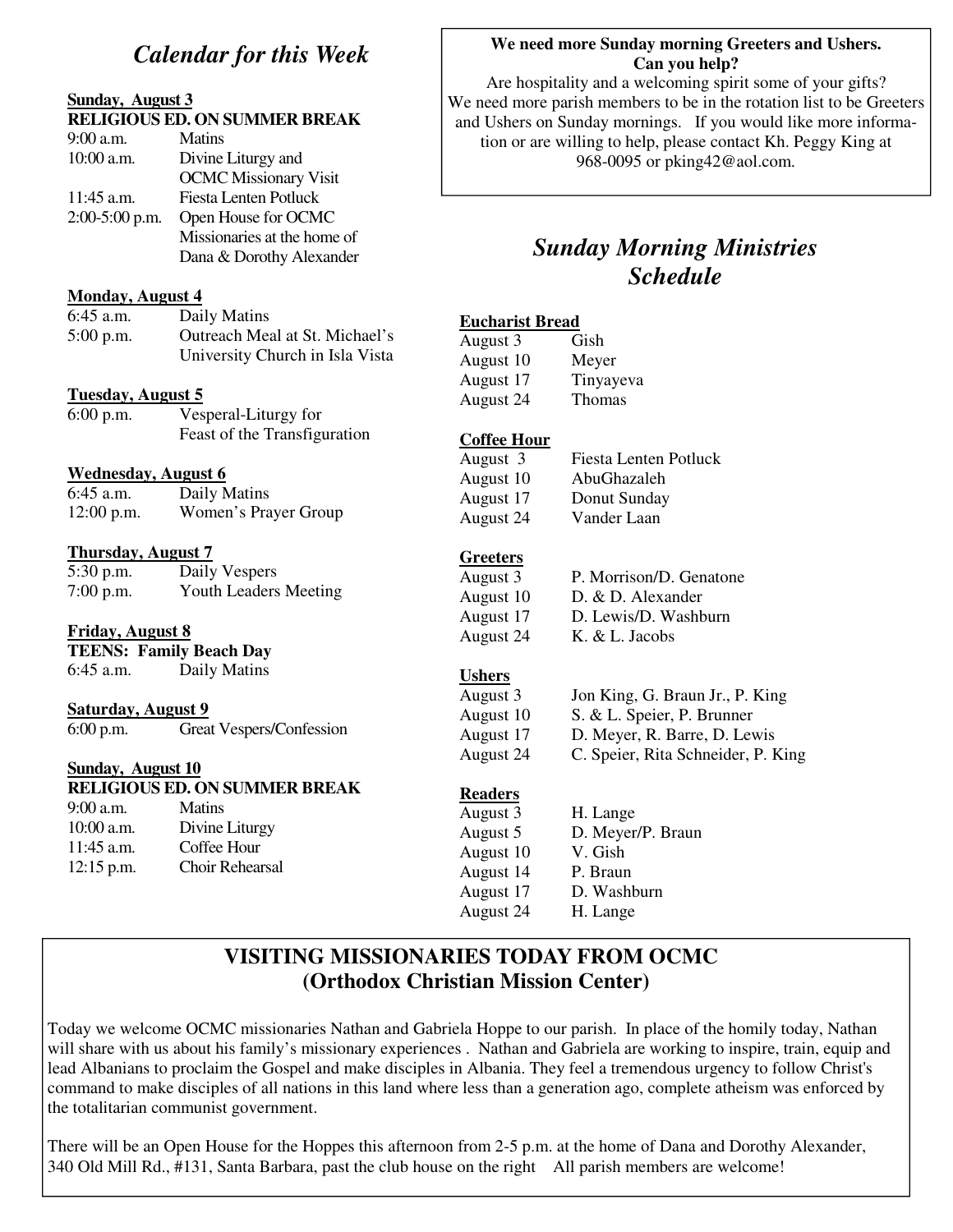## *Calendar for this Week*

**Sunday, August 3**
**RELIGIOUS ED. ON SUMMER BREAK**

| | |
|---|---|
| 9:00 a.m. | Matins |
| 10:00 a.m. | Divine Liturgy and OCMC Missionary Visit |
| 11:45 a.m. | Fiesta Lenten Potluck |
| 2:00-5:00 p.m. | Open House for OCMC Missionaries at the home of Dana & Dorothy Alexander |

**Monday, August 4**

| | |
|---|---|
| 6:45 a.m. | Daily Matins |
| 5:00 p.m. | Outreach Meal at St. Michael's University Church in Isla Vista |

**Tuesday, August 5**

| | |
|---|---|
| 6:00 p.m. | Vesperal-Liturgy for Feast of the Transfiguration |

**Wednesday, August 6**

| | |
|---|---|
| 6:45 a.m. | Daily Matins |
| 12:00 p.m. | Women's Prayer Group |

**Thursday, August 7**

| | |
|---|---|
| 5:30 p.m. | Daily Vespers |
| 7:00 p.m. | Youth Leaders Meeting |

**Friday, August 8**
**TEENS: Family Beach Day**

| | |
|---|---|
| 6:45 a.m. | Daily Matins |

**Saturday, August 9**

| | |
|---|---|
| 6:00 p.m. | Great Vespers/Confession |

**Sunday, August 10**
**RELIGIOUS ED. ON SUMMER BREAK**

| | |
|---|---|
| 9:00 a.m. | Matins |
| 10:00 a.m. | Divine Liturgy |
| 11:45 a.m. | Coffee Hour |
| 12:15 p.m. | Choir Rehearsal |

**We need more Sunday morning Greeters and Ushers.**
**Can you help?**

Are hospitality and a welcoming spirit some of your gifts? We need more parish members to be in the rotation list to be Greeters and Ushers on Sunday mornings. If you would like more information or are willing to help, please contact Kh. Peggy King at 968-0095 or pking42@aol.com.

## *Sunday Morning Ministries Schedule*

**Eucharist Bread**

| | |
|---|---|
| August 3 | Gish |
| August 10 | Meyer |
| August 17 | Tinyayeva |
| August 24 | Thomas |

**Coffee Hour**

| | |
|---|---|
| August 3 | Fiesta Lenten Potluck |
| August 10 | AbuGhazaleh |
| August 17 | Donut Sunday |
| August 24 | Vander Laan |

**Greeters**

| | |
|---|---|
| August 3 | P. Morrison/D. Genatone |
| August 10 | D. & D. Alexander |
| August 17 | D. Lewis/D. Washburn |
| August 24 | K. & L. Jacobs |

**Ushers**

| | |
|---|---|
| August 3 | Jon King, G. Braun Jr., P. King |
| August 10 | S. & L. Speier, P. Brunner |
| August 17 | D. Meyer, R. Barre, D. Lewis |
| August 24 | C. Speier, Rita Schneider, P. King |

**Readers**

| | |
|---|---|
| August 3 | H. Lange |
| August 5 | D. Meyer/P. Braun |
| August 10 | V. Gish |
| August 14 | P. Braun |
| August 17 | D. Washburn |
| August 24 | H. Lange |

## VISITING MISSIONARIES TODAY FROM OCMC (Orthodox Christian Mission Center)

Today we welcome OCMC missionaries Nathan and Gabriela Hoppe to our parish. In place of the homily today, Nathan will share with us about his family's missionary experiences . Nathan and Gabriela are working to inspire, train, equip and lead Albanians to proclaim the Gospel and make disciples in Albania. They feel a tremendous urgency to follow Christ's command to make disciples of all nations in this land where less than a generation ago, complete atheism was enforced by the totalitarian communist government.

There will be an Open House for the Hoppes this afternoon from 2-5 p.m. at the home of Dana and Dorothy Alexander, 340 Old Mill Rd., #131, Santa Barbara, past the club house on the right All parish members are welcome!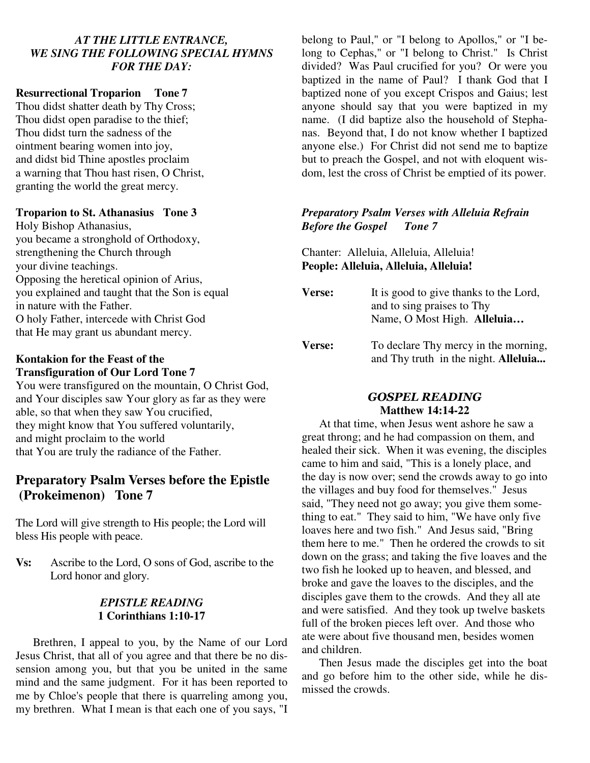### *AT THE LITTLE ENTRANCE, WE SING THE FOLLOWING SPECIAL HYMNS FOR THE DAY:*

**Resurrectional Troparion     Tone 7**

Thou didst shatter death by Thy Cross;
Thou didst open paradise to the thief;
Thou didst turn the sadness of the
ointment bearing women into joy,
and didst bid Thine apostles proclaim
a warning that Thou hast risen, O Christ,
granting the world the great mercy.

**Troparion to St. Athanasius   Tone 3**

Holy Bishop Athanasius,
you became a stronghold of Orthodoxy,
strengthening the Church through
your divine teachings.
Opposing the heretical opinion of Arius,
you explained and taught that the Son is equal
in nature with the Father.
O holy Father, intercede with Christ God
that He may grant us abundant mercy.

**Kontakion for the Feast of the Transfiguration of Our Lord Tone 7**

You were transfigured on the mountain, O Christ God,
and Your disciples saw Your glory as far as they were
able, so that when they saw You crucified,
they might know that You suffered voluntarily,
and might proclaim to the world
that You are truly the radiance of the Father.

## Preparatory Psalm Verses before the Epistle (Prokeimenon)   Tone 7

The Lord will give strength to His people; the Lord will bless His people with peace.

**Vs:** Ascribe to the Lord, O sons of God, ascribe to the Lord honor and glory.

### *EPISTLE READING*
### 1 Corinthians 1:10-17

Brethren, I appeal to you, by the Name of our Lord Jesus Christ, that all of you agree and that there be no dissension among you, but that you be united in the same mind and the same judgment. For it has been reported to me by Chloe's people that there is quarreling among you, my brethren. What I mean is that each one of you says, "I belong to Paul," or "I belong to Apollos," or "I belong to Cephas," or "I belong to Christ." Is Christ divided? Was Paul crucified for you? Or were you baptized in the name of Paul? I thank God that I baptized none of you except Crispos and Gaius; lest anyone should say that you were baptized in my name. (I did baptize also the household of Stephanas. Beyond that, I do not know whether I baptized anyone else.) For Christ did not send me to baptize but to preach the Gospel, and not with eloquent wisdom, lest the cross of Christ be emptied of its power.

### *Preparatory Psalm Verses with Alleluia Refrain Before the Gospel     Tone 7*

Chanter: Alleluia, Alleluia, Alleluia!
**People: Alleluia, Alleluia, Alleluia!**

**Verse:** It is good to give thanks to the Lord, and to sing praises to Thy Name, O Most High. **Alleluia…**

**Verse:** To declare Thy mercy in the morning, and Thy truth in the night. **Alleluia...**

### *GOSPEL READING*
### Matthew 14:14-22

At that time, when Jesus went ashore he saw a great throng; and he had compassion on them, and healed their sick. When it was evening, the disciples came to him and said, "This is a lonely place, and the day is now over; send the crowds away to go into the villages and buy food for themselves." Jesus said, "They need not go away; you give them something to eat." They said to him, "We have only five loaves here and two fish." And Jesus said, "Bring them here to me." Then he ordered the crowds to sit down on the grass; and taking the five loaves and the two fish he looked up to heaven, and blessed, and broke and gave the loaves to the disciples, and the disciples gave them to the crowds. And they all ate and were satisfied. And they took up twelve baskets full of the broken pieces left over. And those who ate were about five thousand men, besides women and children.

Then Jesus made the disciples get into the boat and go before him to the other side, while he dismissed the crowds.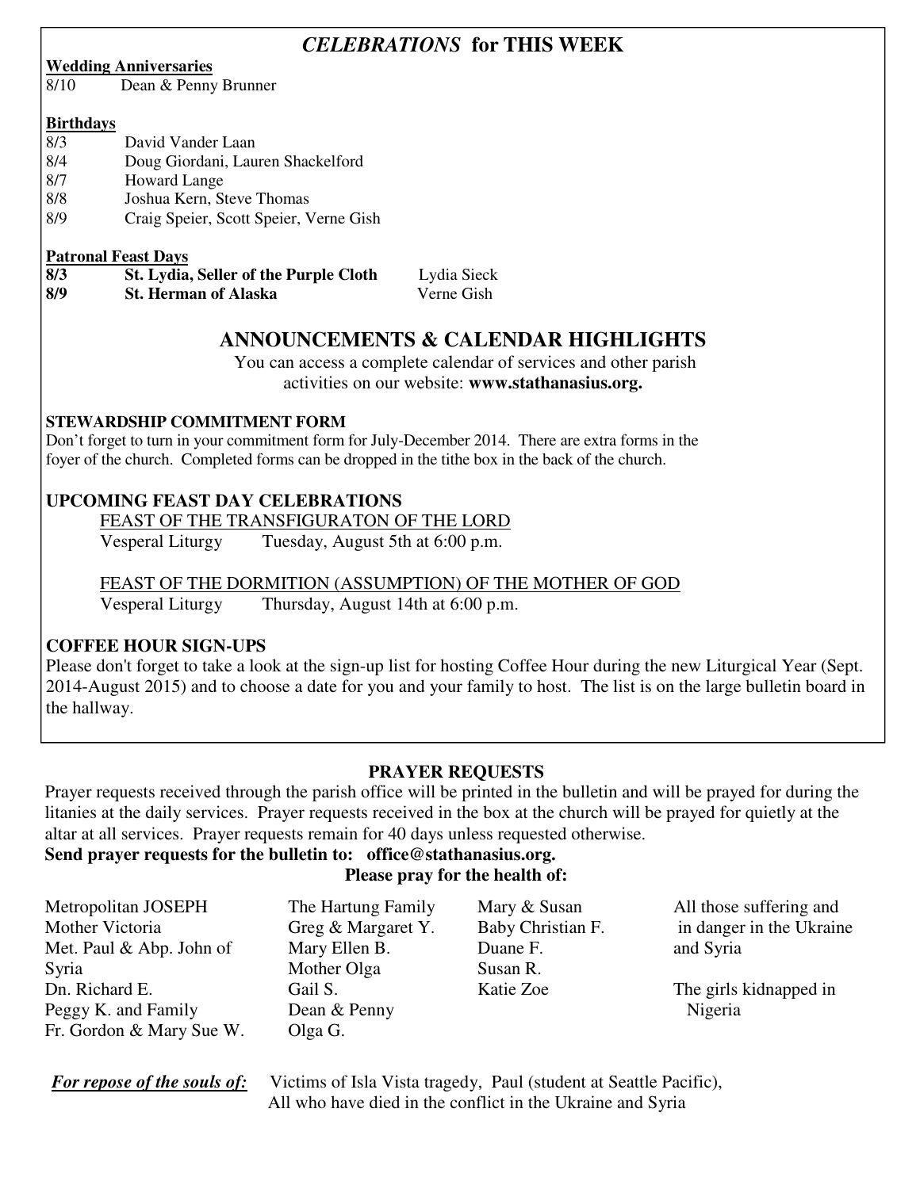## *CELEBRATIONS* for THIS WEEK

**Wedding Anniversaries**

| | |
|---|---|
| 8/10 | Dean & Penny Brunner |

**Birthdays**

| | |
|---|---|
| 8/3 | David Vander Laan |
| 8/4 | Doug Giordani, Lauren Shackelford |
| 8/7 | Howard Lange |
| 8/8 | Joshua Kern, Steve Thomas |
| 8/9 | Craig Speier, Scott Speier, Verne Gish |

**Patronal Feast Days**

| | | |
|---|---|---|
| **8/3** | **St. Lydia, Seller of the Purple Cloth** | Lydia Sieck |
| **8/9** | **St. Herman of Alaska** | Verne Gish |

## ANNOUNCEMENTS & CALENDAR HIGHLIGHTS

You can access a complete calendar of services and other parish activities on our website: **www.stathanasius.org.**

**STEWARDSHIP COMMITMENT FORM**

Don't forget to turn in your commitment form for July-December 2014. There are extra forms in the foyer of the church. Completed forms can be dropped in the tithe box in the back of the church.

**UPCOMING FEAST DAY CELEBRATIONS**

FEAST OF THE TRANSFIGURATON OF THE LORD
Vesperal Liturgy Tuesday, August 5th at 6:00 p.m.

FEAST OF THE DORMITION (ASSUMPTION) OF THE MOTHER OF GOD
Vesperal Liturgy Thursday, August 14th at 6:00 p.m.

**COFFEE HOUR SIGN-UPS**

Please don't forget to take a look at the sign-up list for hosting Coffee Hour during the new Liturgical Year (Sept. 2014-August 2015) and to choose a date for you and your family to host. The list is on the large bulletin board in the hallway.

**PRAYER REQUESTS**

Prayer requests received through the parish office will be printed in the bulletin and will be prayed for during the litanies at the daily services. Prayer requests received in the box at the church will be prayed for quietly at the altar at all services. Prayer requests remain for 40 days unless requested otherwise.

**Send prayer requests for the bulletin to: office@stathanasius.org.**

**Please pray for the health of:**

Metropolitan JOSEPH
Mother Victoria
Met. Paul & Abp. John of Syria
Dn. Richard E.
Peggy K. and Family
Fr. Gordon & Mary Sue W.

The Hartung Family
Greg & Margaret Y.
Mary Ellen B.
Mother Olga
Gail S.
Dean & Penny
Olga G.

Mary & Susan
Baby Christian F.
Duane F.
Susan R.
Katie Zoe

All those suffering and in danger in the Ukraine and Syria

The girls kidnapped in Nigeria

***For repose of the souls of:*** Victims of Isla Vista tragedy, Paul (student at Seattle Pacific), All who have died in the conflict in the Ukraine and Syria